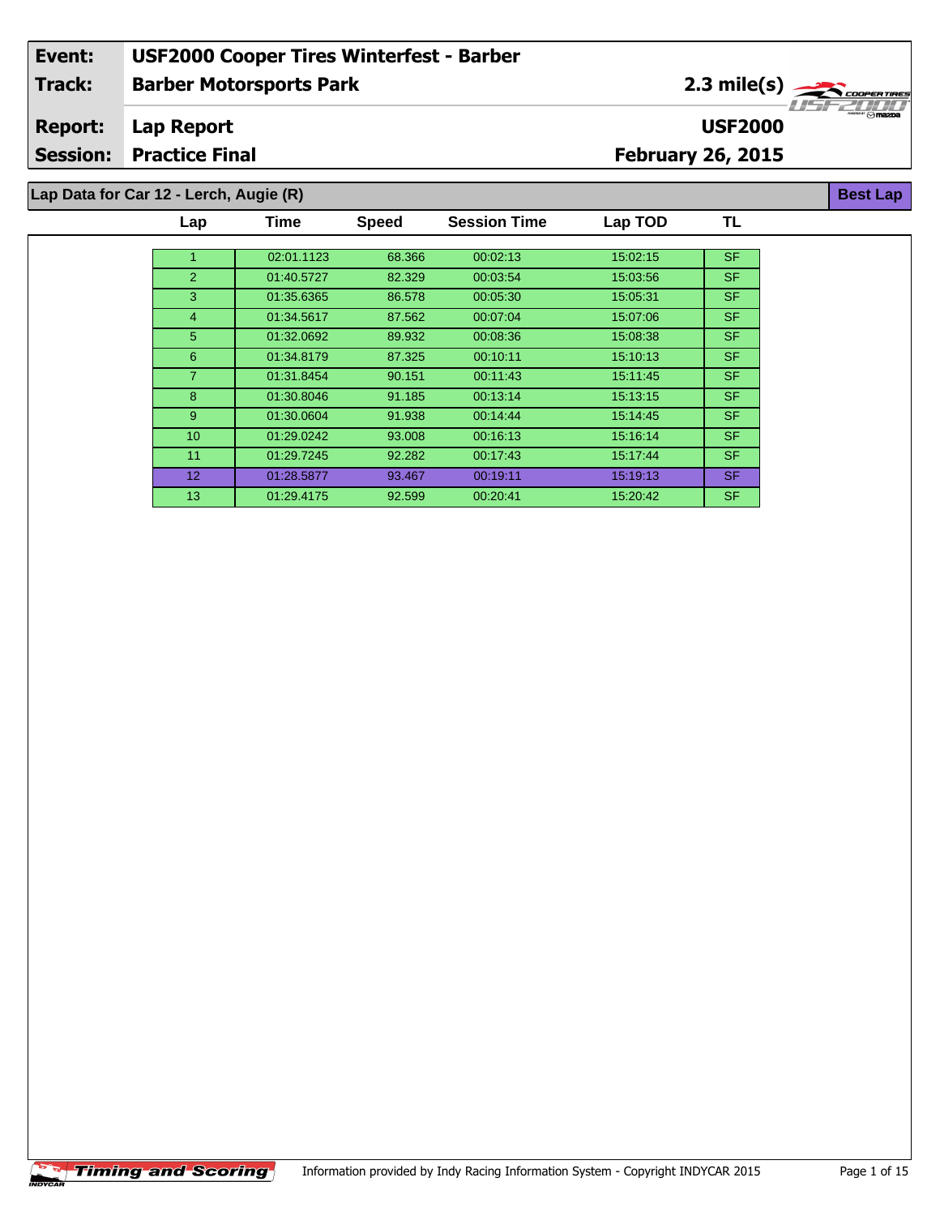| Event: | USF2000 Cooper Tires Winterfest - Barber | |
|---|---|---|
| Track: | Barber Motorsports Park | 2.3 mile(s) |
| Report: | Lap Report | USF2000 |
| Session: | Practice Final | February 26, 2015 |

## Lap Data for Car 12 - Lerch, Augie (R)

**Best Lap**

| Lap | Time | Speed | Session Time | Lap TOD | TL |
|---|---|---|---|---|---|
| 1 | 02:01.1123 | 68.366 | 00:02:13 | 15:02:15 | SF |
| 2 | 01:40.5727 | 82.329 | 00:03:54 | 15:03:56 | SF |
| 3 | 01:35.6365 | 86.578 | 00:05:30 | 15:05:31 | SF |
| 4 | 01:34.5617 | 87.562 | 00:07:04 | 15:07:06 | SF |
| 5 | 01:32.0692 | 89.932 | 00:08:36 | 15:08:38 | SF |
| 6 | 01:34.8179 | 87.325 | 00:10:11 | 15:10:13 | SF |
| 7 | 01:31.8454 | 90.151 | 00:11:43 | 15:11:45 | SF |
| 8 | 01:30.8046 | 91.185 | 00:13:14 | 15:13:15 | SF |
| 9 | 01:30.0604 | 91.938 | 00:14:44 | 15:14:45 | SF |
| 10 | 01:29.0242 | 93.008 | 00:16:13 | 15:16:14 | SF |
| 11 | 01:29.7245 | 92.282 | 00:17:43 | 15:17:44 | SF |
| 12 | 01:28.5877 | 93.467 | 00:19:11 | 15:19:13 | SF |
| 13 | 01:29.4175 | 92.599 | 00:20:41 | 15:20:42 | SF |

Timing and Scoring

Information provided by Indy Racing Information System - Copyright INDYCAR 2015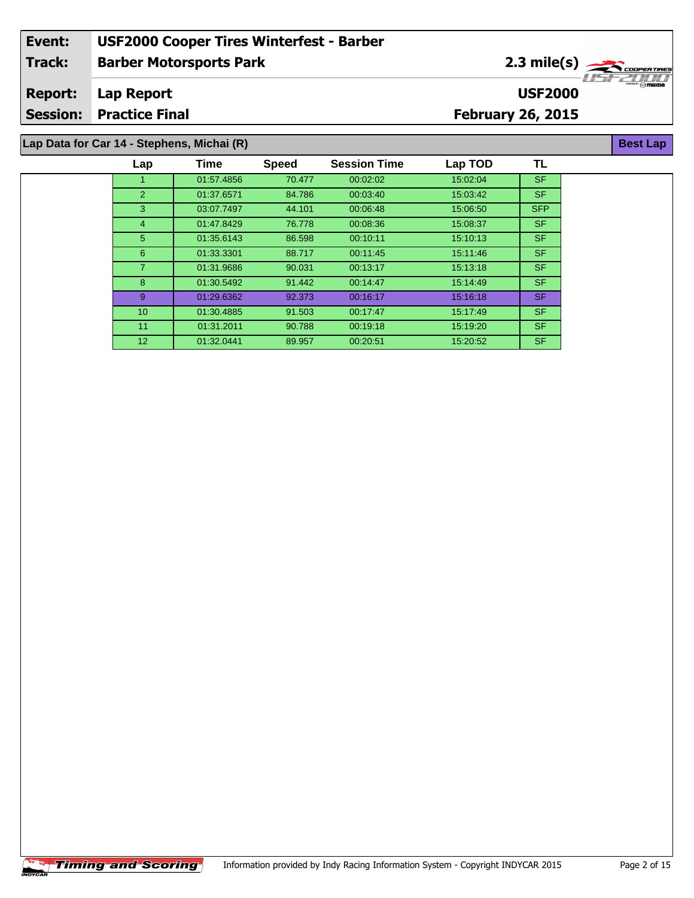| Event: | USF2000 Cooper Tires Winterfest - Barber | |
|---|---|---|
| Track: | Barber Motorsports Park | 2.3 mile(s) |
| Report: | Lap Report | USF2000 |
| Session: | Practice Final | February 26, 2015 |

## Lap Data for Car 14 - Stephens, Michai (R)

**Best Lap**

| Lap | Time | Speed | Session Time | Lap TOD | TL |
|---|---|---|---|---|---|
| 1 | 01:57.4856 | 70.477 | 00:02:02 | 15:02:04 | SF |
| 2 | 01:37.6571 | 84.786 | 00:03:40 | 15:03:42 | SF |
| 3 | 03:07.7497 | 44.101 | 00:06:48 | 15:06:50 | SFP |
| 4 | 01:47.8429 | 76.778 | 00:08:36 | 15:08:37 | SF |
| 5 | 01:35.6143 | 86.598 | 00:10:11 | 15:10:13 | SF |
| 6 | 01:33.3301 | 88.717 | 00:11:45 | 15:11:46 | SF |
| 7 | 01:31.9686 | 90.031 | 00:13:17 | 15:13:18 | SF |
| 8 | 01:30.5492 | 91.442 | 00:14:47 | 15:14:49 | SF |
| 9 | 01:29.6362 | 92.373 | 00:16:17 | 15:16:18 | SF |
| 10 | 01:30.4885 | 91.503 | 00:17:47 | 15:17:49 | SF |
| 11 | 01:31.2011 | 90.788 | 00:19:18 | 15:19:20 | SF |
| 12 | 01:32.0441 | 89.957 | 00:20:51 | 15:20:52 | SF |

Timing and Scoring — Information provided by Indy Racing Information System - Copyright INDYCAR 2015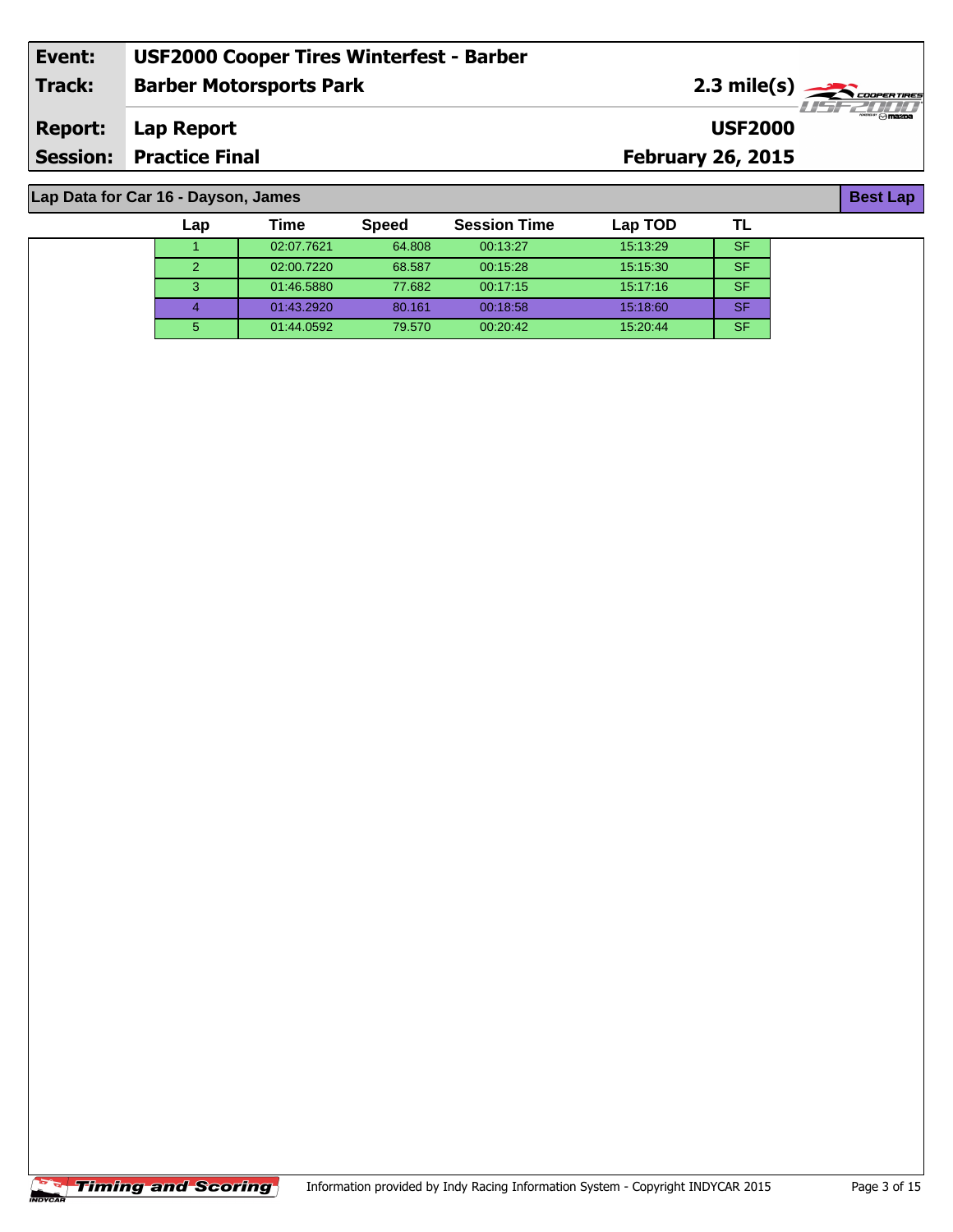| Event: | USF2000 Cooper Tires Winterfest - Barber | |
|---|---|---|
| Track: | Barber Motorsports Park | 2.3 mile(s) |
| Report: | Lap Report | USF2000 |
| Session: | Practice Final | February 26, 2015 |

## Lap Data for Car 16 - Dayson, James

Best Lap

| Lap | Time | Speed | Session Time | Lap TOD | TL |
|---|---|---|---|---|---|
| 1 | 02:07.7621 | 64.808 | 00:13:27 | 15:13:29 | SF |
| 2 | 02:00.7220 | 68.587 | 00:15:28 | 15:15:30 | SF |
| 3 | 01:46.5880 | 77.682 | 00:17:15 | 15:17:16 | SF |
| 4 | 01:43.2920 | 80.161 | 00:18:58 | 15:18:60 | SF |
| 5 | 01:44.0592 | 79.570 | 00:20:42 | 15:20:44 | SF |

Timing and Scoring

Information provided by Indy Racing Information System - Copyright INDYCAR 2015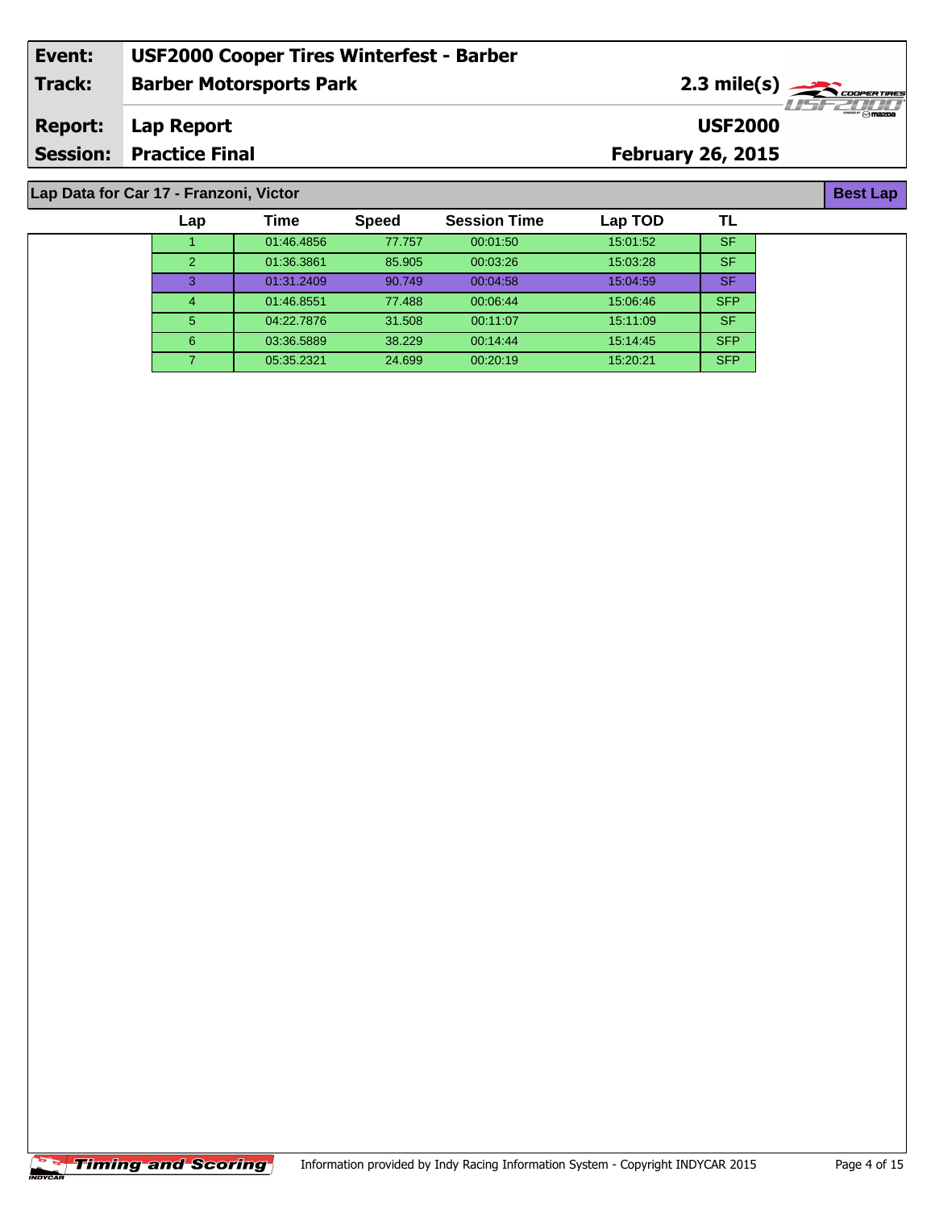| Event: | USF2000 Cooper Tires Winterfest - Barber | |
|---|---|---|
| Track: | Barber Motorsports Park | 2.3 mile(s) |
| Report: | Lap Report | USF2000 |
| Session: | Practice Final | February 26, 2015 |

## Lap Data for Car 17 - Franzoni, Victor

**Best Lap**

| Lap | Time | Speed | Session Time | Lap TOD | TL |
|---|---|---|---|---|---|
| 1 | 01:46.4856 | 77.757 | 00:01:50 | 15:01:52 | SF |
| 2 | 01:36.3861 | 85.905 | 00:03:26 | 15:03:28 | SF |
| 3 | 01:31.2409 | 90.749 | 00:04:58 | 15:04:59 | SF |
| 4 | 01:46.8551 | 77.488 | 00:06:44 | 15:06:46 | SFP |
| 5 | 04:22.7876 | 31.508 | 00:11:07 | 15:11:09 | SF |
| 6 | 03:36.5889 | 38.229 | 00:14:44 | 15:14:45 | SFP |
| 7 | 05:35.2321 | 24.699 | 00:20:19 | 15:20:21 | SFP |

Timing and Scoring

Information provided by Indy Racing Information System - Copyright INDYCAR 2015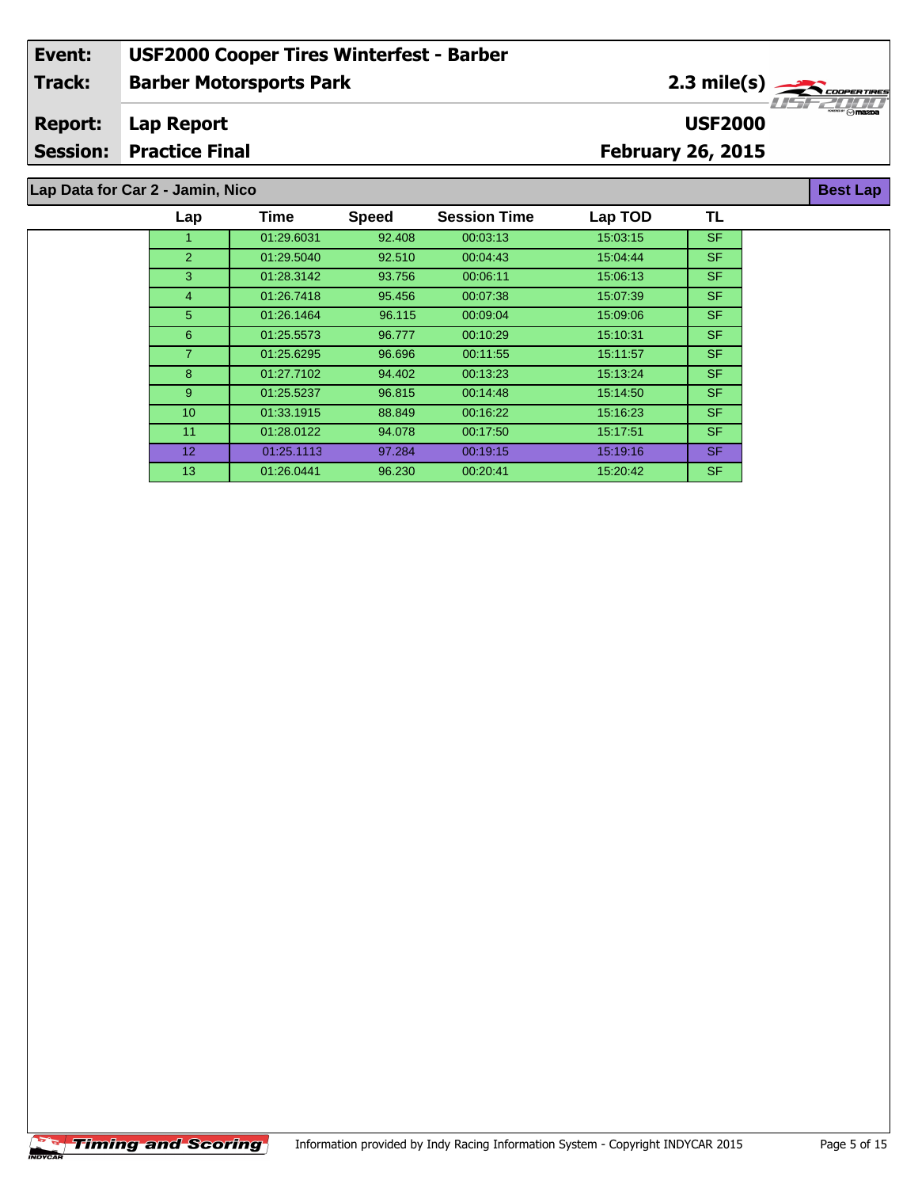| Event: | USF2000 Cooper Tires Winterfest - Barber | |
|---|---|---|
| Track: | Barber Motorsports Park | 2.3 mile(s) |
| Report: | Lap Report | USF2000 |
| Session: | Practice Final | February 26, 2015 |

**Lap Data for Car 2 - Jamin, Nico** — **Best Lap**

| Lap | Time | Speed | Session Time | Lap TOD | TL |
|---|---|---|---|---|---|
| 1 | 01:29.6031 | 92.408 | 00:03:13 | 15:03:15 | SF |
| 2 | 01:29.5040 | 92.510 | 00:04:43 | 15:04:44 | SF |
| 3 | 01:28.3142 | 93.756 | 00:06:11 | 15:06:13 | SF |
| 4 | 01:26.7418 | 95.456 | 00:07:38 | 15:07:39 | SF |
| 5 | 01:26.1464 | 96.115 | 00:09:04 | 15:09:06 | SF |
| 6 | 01:25.5573 | 96.777 | 00:10:29 | 15:10:31 | SF |
| 7 | 01:25.6295 | 96.696 | 00:11:55 | 15:11:57 | SF |
| 8 | 01:27.7102 | 94.402 | 00:13:23 | 15:13:24 | SF |
| 9 | 01:25.5237 | 96.815 | 00:14:48 | 15:14:50 | SF |
| 10 | 01:33.1915 | 88.849 | 00:16:22 | 15:16:23 | SF |
| 11 | 01:28.0122 | 94.078 | 00:17:50 | 15:17:51 | SF |
| 12 | 01:25.1113 | 97.284 | 00:19:15 | 15:19:16 | SF |
| 13 | 01:26.0441 | 96.230 | 00:20:41 | 15:20:42 | SF |

Timing and Scoring — Information provided by Indy Racing Information System - Copyright INDYCAR 2015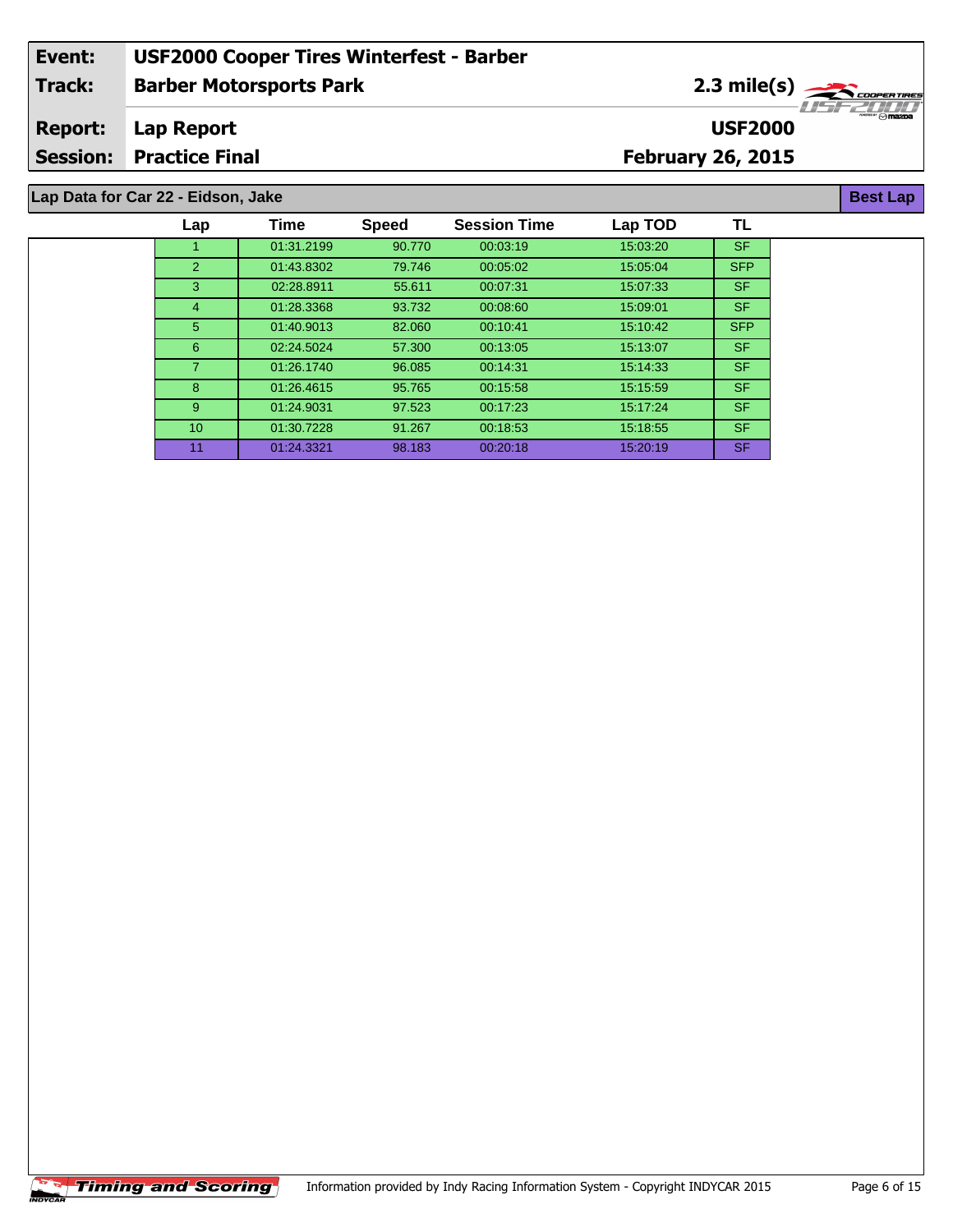| Event: | USF2000 Cooper Tires Winterfest - Barber | |
|---|---|---|
| Track: | Barber Motorsports Park | 2.3 mile(s) |
| Report: | Lap Report | USF2000 |
| Session: | Practice Final | February 26, 2015 |

**Lap Data for Car 22 - Eidson, Jake**

**Best Lap**

| Lap | Time | Speed | Session Time | Lap TOD | TL |
|---|---|---|---|---|---|
| 1 | 01:31.2199 | 90.770 | 00:03:19 | 15:03:20 | SF |
| 2 | 01:43.8302 | 79.746 | 00:05:02 | 15:05:04 | SFP |
| 3 | 02:28.8911 | 55.611 | 00:07:31 | 15:07:33 | SF |
| 4 | 01:28.3368 | 93.732 | 00:08:60 | 15:09:01 | SF |
| 5 | 01:40.9013 | 82.060 | 00:10:41 | 15:10:42 | SFP |
| 6 | 02:24.5024 | 57.300 | 00:13:05 | 15:13:07 | SF |
| 7 | 01:26.1740 | 96.085 | 00:14:31 | 15:14:33 | SF |
| 8 | 01:26.4615 | 95.765 | 00:15:58 | 15:15:59 | SF |
| 9 | 01:24.9031 | 97.523 | 00:17:23 | 15:17:24 | SF |
| 10 | 01:30.7228 | 91.267 | 00:18:53 | 15:18:55 | SF |
| 11 | 01:24.3321 | 98.183 | 00:20:18 | 15:20:19 | SF |

Timing and Scoring

Information provided by Indy Racing Information System - Copyright INDYCAR 2015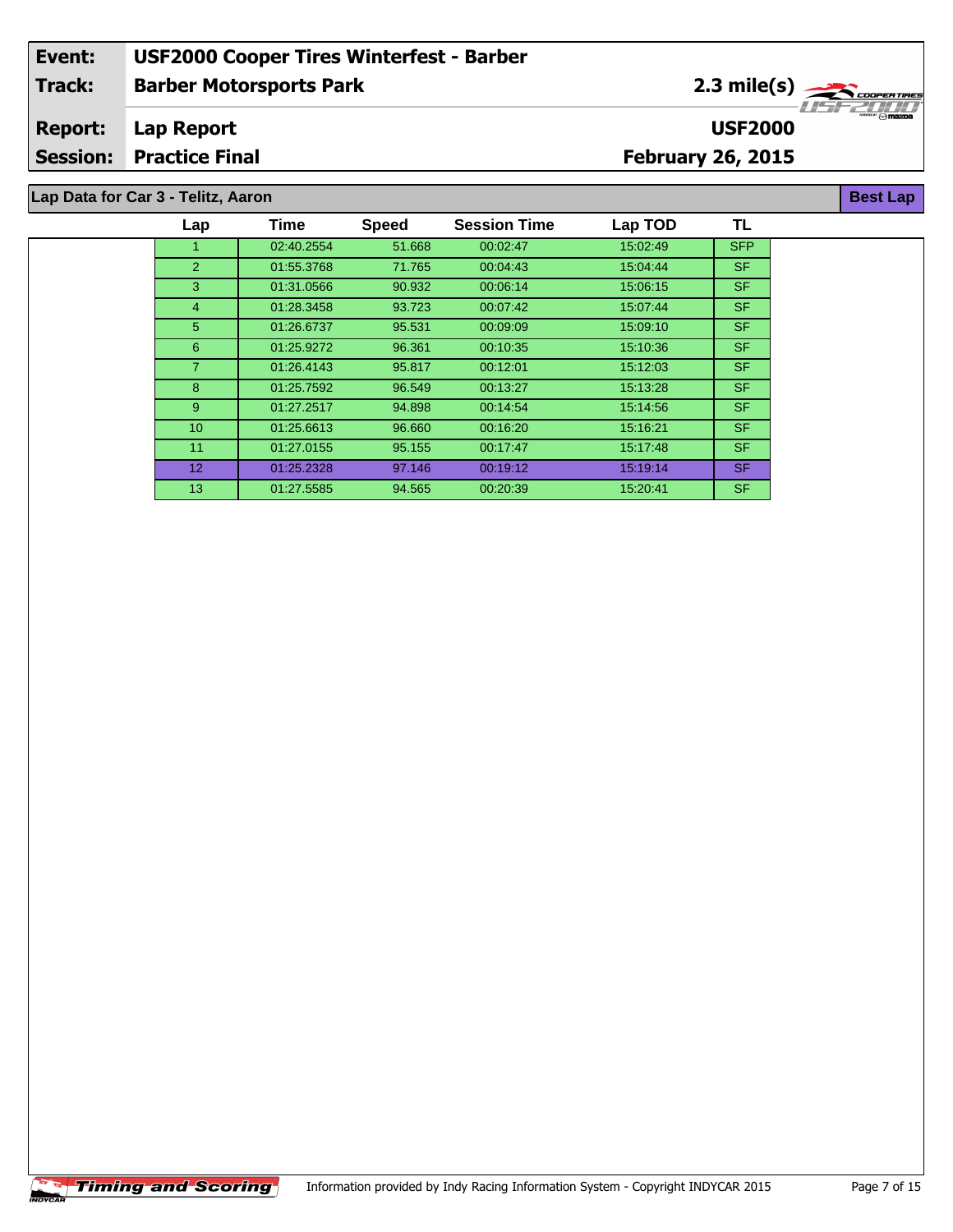| Event: | USF2000 Cooper Tires Winterfest - Barber | |
|---|---|---|
| Track: | Barber Motorsports Park | 2.3 mile(s) |
| Report: | Lap Report | USF2000 |
| Session: | Practice Final | February 26, 2015 |

## Lap Data for Car 3 - Telitz, Aaron

Best Lap

| Lap | Time | Speed | Session Time | Lap TOD | TL |
|---|---|---|---|---|---|
| 1 | 02:40.2554 | 51.668 | 00:02:47 | 15:02:49 | SFP |
| 2 | 01:55.3768 | 71.765 | 00:04:43 | 15:04:44 | SF |
| 3 | 01:31.0566 | 90.932 | 00:06:14 | 15:06:15 | SF |
| 4 | 01:28.3458 | 93.723 | 00:07:42 | 15:07:44 | SF |
| 5 | 01:26.6737 | 95.531 | 00:09:09 | 15:09:10 | SF |
| 6 | 01:25.9272 | 96.361 | 00:10:35 | 15:10:36 | SF |
| 7 | 01:26.4143 | 95.817 | 00:12:01 | 15:12:03 | SF |
| 8 | 01:25.7592 | 96.549 | 00:13:27 | 15:13:28 | SF |
| 9 | 01:27.2517 | 94.898 | 00:14:54 | 15:14:56 | SF |
| 10 | 01:25.6613 | 96.660 | 00:16:20 | 15:16:21 | SF |
| 11 | 01:27.0155 | 95.155 | 00:17:47 | 15:17:48 | SF |
| 12 | 01:25.2328 | 97.146 | 00:19:12 | 15:19:14 | SF |
| 13 | 01:27.5585 | 94.565 | 00:20:39 | 15:20:41 | SF |

Information provided by Indy Racing Information System - Copyright INDYCAR 2015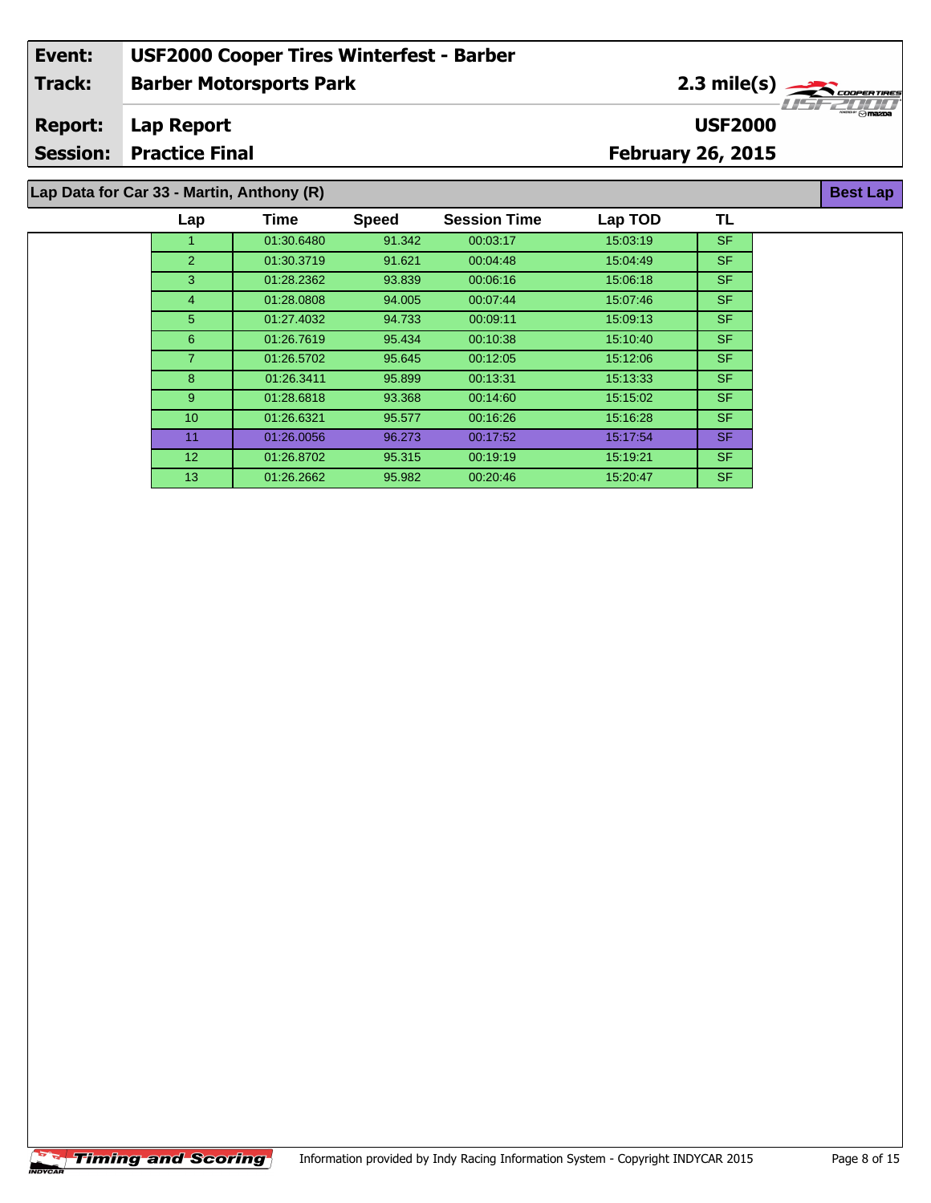| | | | |
|---|---|---|---|
| **Event:** | **USF2000 Cooper Tires Winterfest - Barber** | | |
| **Track:** | **Barber Motorsports Park** | **2.3 mile(s)** | |
| **Report:** | **Lap Report** | **USF2000** | |
| **Session:** | **Practice Final** | **February 26, 2015** | |

**Lap Data for Car 33 - Martin, Anthony (R)** — **Best Lap**

| Lap | Time | Speed | Session Time | Lap TOD | TL |
|---|---|---|---|---|---|
| 1 | 01:30.6480 | 91.342 | 00:03:17 | 15:03:19 | SF |
| 2 | 01:30.3719 | 91.621 | 00:04:48 | 15:04:49 | SF |
| 3 | 01:28.2362 | 93.839 | 00:06:16 | 15:06:18 | SF |
| 4 | 01:28.0808 | 94.005 | 00:07:44 | 15:07:46 | SF |
| 5 | 01:27.4032 | 94.733 | 00:09:11 | 15:09:13 | SF |
| 6 | 01:26.7619 | 95.434 | 00:10:38 | 15:10:40 | SF |
| 7 | 01:26.5702 | 95.645 | 00:12:05 | 15:12:06 | SF |
| 8 | 01:26.3411 | 95.899 | 00:13:31 | 15:13:33 | SF |
| 9 | 01:28.6818 | 93.368 | 00:14:60 | 15:15:02 | SF |
| 10 | 01:26.6321 | 95.577 | 00:16:26 | 15:16:28 | SF |
| 11 | 01:26.0056 | 96.273 | 00:17:52 | 15:17:54 | SF |
| 12 | 01:26.8702 | 95.315 | 00:19:19 | 15:19:21 | SF |
| 13 | 01:26.2662 | 95.982 | 00:20:46 | 15:20:47 | SF |

Timing and Scoring — Information provided by Indy Racing Information System - Copyright INDYCAR 2015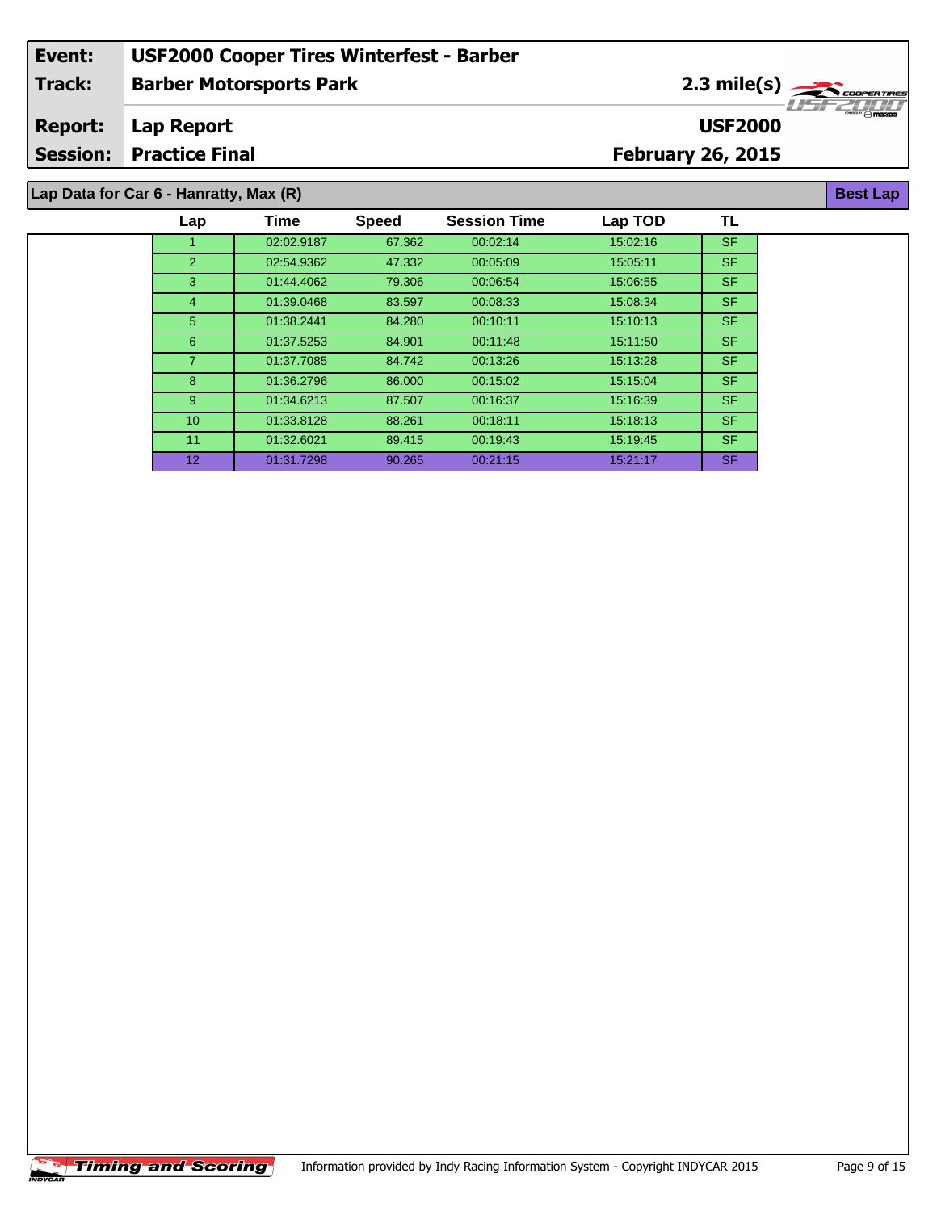| Event: | USF2000 Cooper Tires Winterfest - Barber | |
|---|---|---|
| Track: | Barber Motorsports Park | 2.3 mile(s) |
| Report: | Lap Report | USF2000 |
| Session: | Practice Final | February 26, 2015 |

**Lap Data for Car 6 - Hanratty, Max (R)** — **Best Lap**

| Lap | Time | Speed | Session Time | Lap TOD | TL |
|---|---|---|---|---|---|
| 1 | 02:02.9187 | 67.362 | 00:02:14 | 15:02:16 | SF |
| 2 | 02:54.9362 | 47.332 | 00:05:09 | 15:05:11 | SF |
| 3 | 01:44.4062 | 79.306 | 00:06:54 | 15:06:55 | SF |
| 4 | 01:39.0468 | 83.597 | 00:08:33 | 15:08:34 | SF |
| 5 | 01:38.2441 | 84.280 | 00:10:11 | 15:10:13 | SF |
| 6 | 01:37.5253 | 84.901 | 00:11:48 | 15:11:50 | SF |
| 7 | 01:37.7085 | 84.742 | 00:13:26 | 15:13:28 | SF |
| 8 | 01:36.2796 | 86.000 | 00:15:02 | 15:15:04 | SF |
| 9 | 01:34.6213 | 87.507 | 00:16:37 | 15:16:39 | SF |
| 10 | 01:33.8128 | 88.261 | 00:18:11 | 15:18:13 | SF |
| 11 | 01:32.6021 | 89.415 | 00:19:43 | 15:19:45 | SF |
| 12 | 01:31.7298 | 90.265 | 00:21:15 | 15:21:17 | SF |

Information provided by Indy Racing Information System - Copyright INDYCAR 2015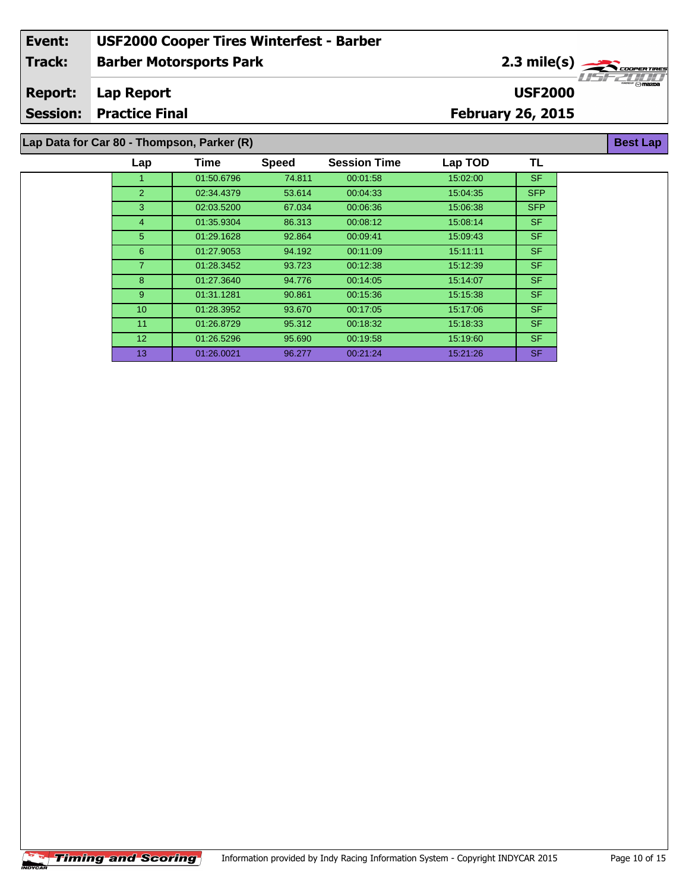| Event: | USF2000 Cooper Tires Winterfest - Barber | |
|---|---|---|
| Track: | Barber Motorsports Park | 2.3 mile(s) |
| Report: | Lap Report | USF2000 |
| Session: | Practice Final | February 26, 2015 |

**Lap Data for Car 80 - Thompson, Parker (R)** — **Best Lap**

| Lap | Time | Speed | Session Time | Lap TOD | TL |
|---|---|---|---|---|---|
| 1 | 01:50.6796 | 74.811 | 00:01:58 | 15:02:00 | SF |
| 2 | 02:34.4379 | 53.614 | 00:04:33 | 15:04:35 | SFP |
| 3 | 02:03.5200 | 67.034 | 00:06:36 | 15:06:38 | SFP |
| 4 | 01:35.9304 | 86.313 | 00:08:12 | 15:08:14 | SF |
| 5 | 01:29.1628 | 92.864 | 00:09:41 | 15:09:43 | SF |
| 6 | 01:27.9053 | 94.192 | 00:11:09 | 15:11:11 | SF |
| 7 | 01:28.3452 | 93.723 | 00:12:38 | 15:12:39 | SF |
| 8 | 01:27.3640 | 94.776 | 00:14:05 | 15:14:07 | SF |
| 9 | 01:31.1281 | 90.861 | 00:15:36 | 15:15:38 | SF |
| 10 | 01:28.3952 | 93.670 | 00:17:05 | 15:17:06 | SF |
| 11 | 01:26.8729 | 95.312 | 00:18:32 | 15:18:33 | SF |
| 12 | 01:26.5296 | 95.690 | 00:19:58 | 15:19:60 | SF |
| 13 | 01:26.0021 | 96.277 | 00:21:24 | 15:21:26 | SF |

Information provided by Indy Racing Information System - Copyright INDYCAR 2015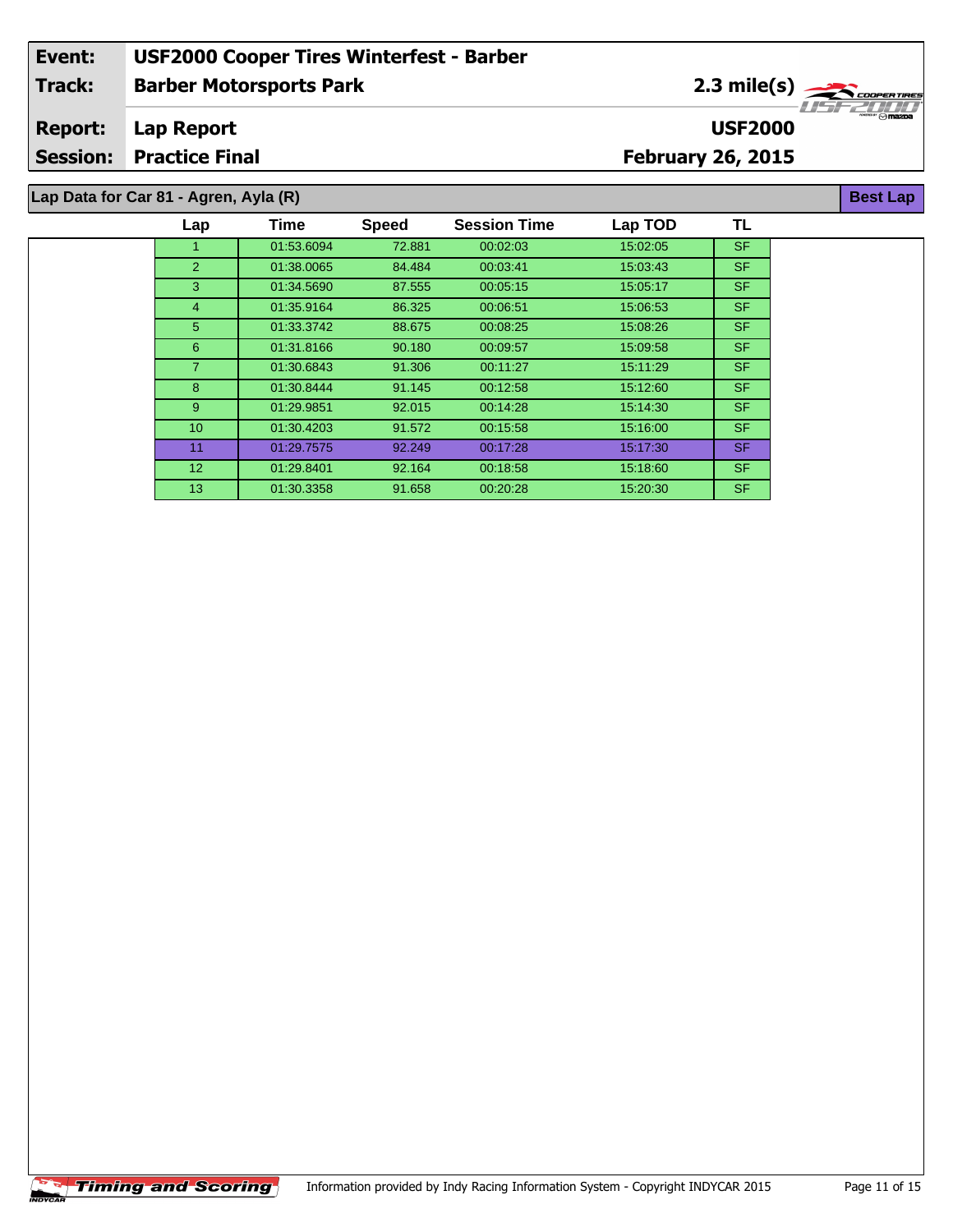| | |
|---|---|
| **Event:** | **USF2000 Cooper Tires Winterfest - Barber** |
| **Track:** | **Barber Motorsports Park** |
| **Report:** | **Lap Report** |
| **Session:** | **Practice Final** |

**2.3 mile(s)**

**USF2000**

**February 26, 2015**

## Lap Data for Car 81 - Agren, Ayla (R)

**Best Lap**

| Lap | Time | Speed | Session Time | Lap TOD | TL |
|---|---|---|---|---|---|
| 1 | 01:53.6094 | 72.881 | 00:02:03 | 15:02:05 | SF |
| 2 | 01:38.0065 | 84.484 | 00:03:41 | 15:03:43 | SF |
| 3 | 01:34.5690 | 87.555 | 00:05:15 | 15:05:17 | SF |
| 4 | 01:35.9164 | 86.325 | 00:06:51 | 15:06:53 | SF |
| 5 | 01:33.3742 | 88.675 | 00:08:25 | 15:08:26 | SF |
| 6 | 01:31.8166 | 90.180 | 00:09:57 | 15:09:58 | SF |
| 7 | 01:30.6843 | 91.306 | 00:11:27 | 15:11:29 | SF |
| 8 | 01:30.8444 | 91.145 | 00:12:58 | 15:12:60 | SF |
| 9 | 01:29.9851 | 92.015 | 00:14:28 | 15:14:30 | SF |
| 10 | 01:30.4203 | 91.572 | 00:15:58 | 15:16:00 | SF |
| 11 | 01:29.7575 | 92.249 | 00:17:28 | 15:17:30 | SF |
| 12 | 01:29.8401 | 92.164 | 00:18:58 | 15:18:60 | SF |
| 13 | 01:30.3358 | 91.658 | 00:20:28 | 15:20:30 | SF |

Information provided by Indy Racing Information System - Copyright INDYCAR 2015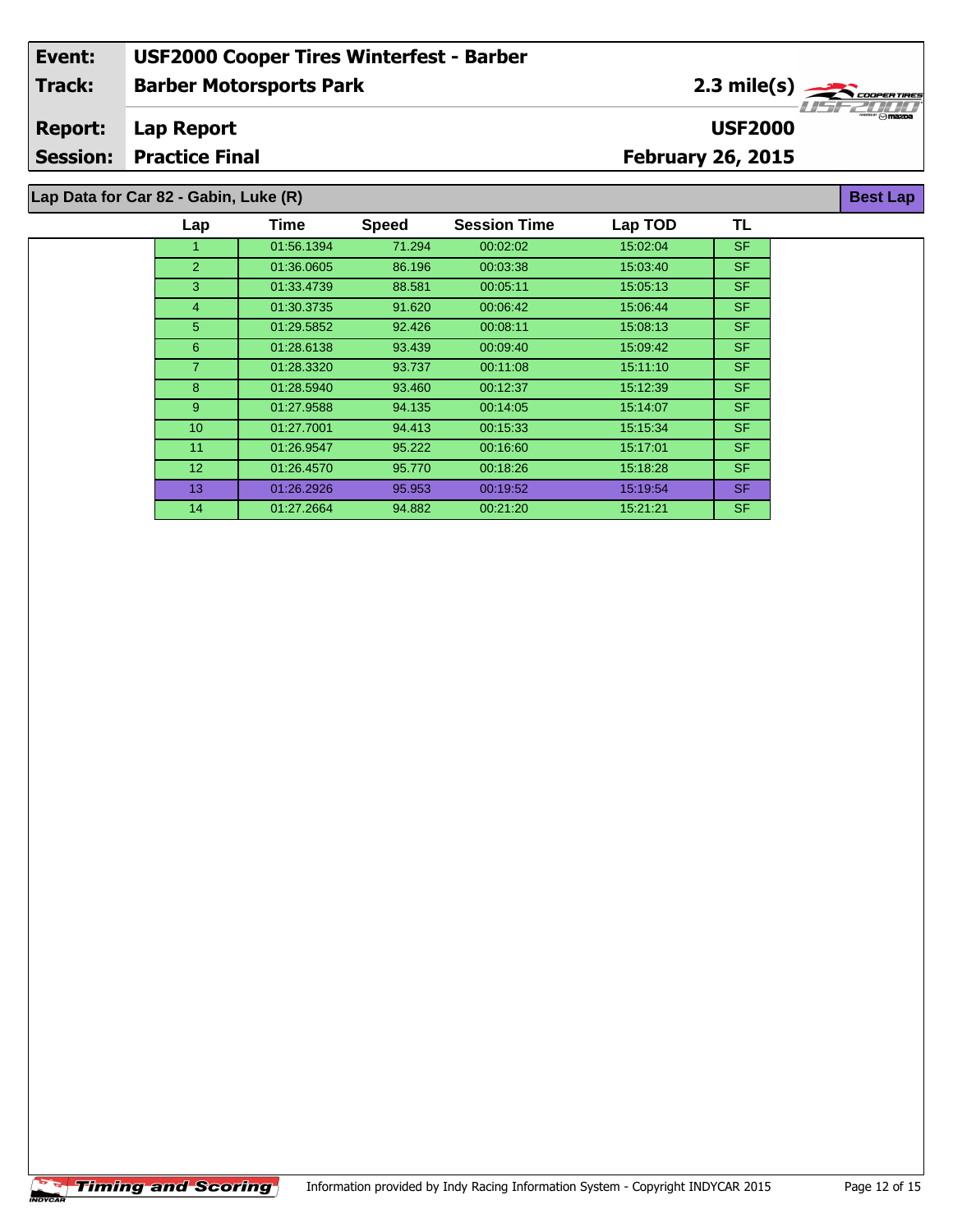| Event: | USF2000 Cooper Tires Winterfest - Barber | |
|---|---|---|
| Track: | Barber Motorsports Park | 2.3 mile(s) |
| Report: | Lap Report | USF2000 |
| Session: | Practice Final | February 26, 2015 |

## Lap Data for Car 82 - Gabin, Luke (R)

**Best Lap**

| Lap | Time | Speed | Session Time | Lap TOD | TL |
|---|---|---|---|---|---|
| 1 | 01:56.1394 | 71.294 | 00:02:02 | 15:02:04 | SF |
| 2 | 01:36.0605 | 86.196 | 00:03:38 | 15:03:40 | SF |
| 3 | 01:33.4739 | 88.581 | 00:05:11 | 15:05:13 | SF |
| 4 | 01:30.3735 | 91.620 | 00:06:42 | 15:06:44 | SF |
| 5 | 01:29.5852 | 92.426 | 00:08:11 | 15:08:13 | SF |
| 6 | 01:28.6138 | 93.439 | 00:09:40 | 15:09:42 | SF |
| 7 | 01:28.3320 | 93.737 | 00:11:08 | 15:11:10 | SF |
| 8 | 01:28.5940 | 93.460 | 00:12:37 | 15:12:39 | SF |
| 9 | 01:27.9588 | 94.135 | 00:14:05 | 15:14:07 | SF |
| 10 | 01:27.7001 | 94.413 | 00:15:33 | 15:15:34 | SF |
| 11 | 01:26.9547 | 95.222 | 00:16:60 | 15:17:01 | SF |
| 12 | 01:26.4570 | 95.770 | 00:18:26 | 15:18:28 | SF |
| 13 | 01:26.2926 | 95.953 | 00:19:52 | 15:19:54 | SF |
| 14 | 01:27.2664 | 94.882 | 00:21:20 | 15:21:21 | SF |

Timing and Scoring — Information provided by Indy Racing Information System - Copyright INDYCAR 2015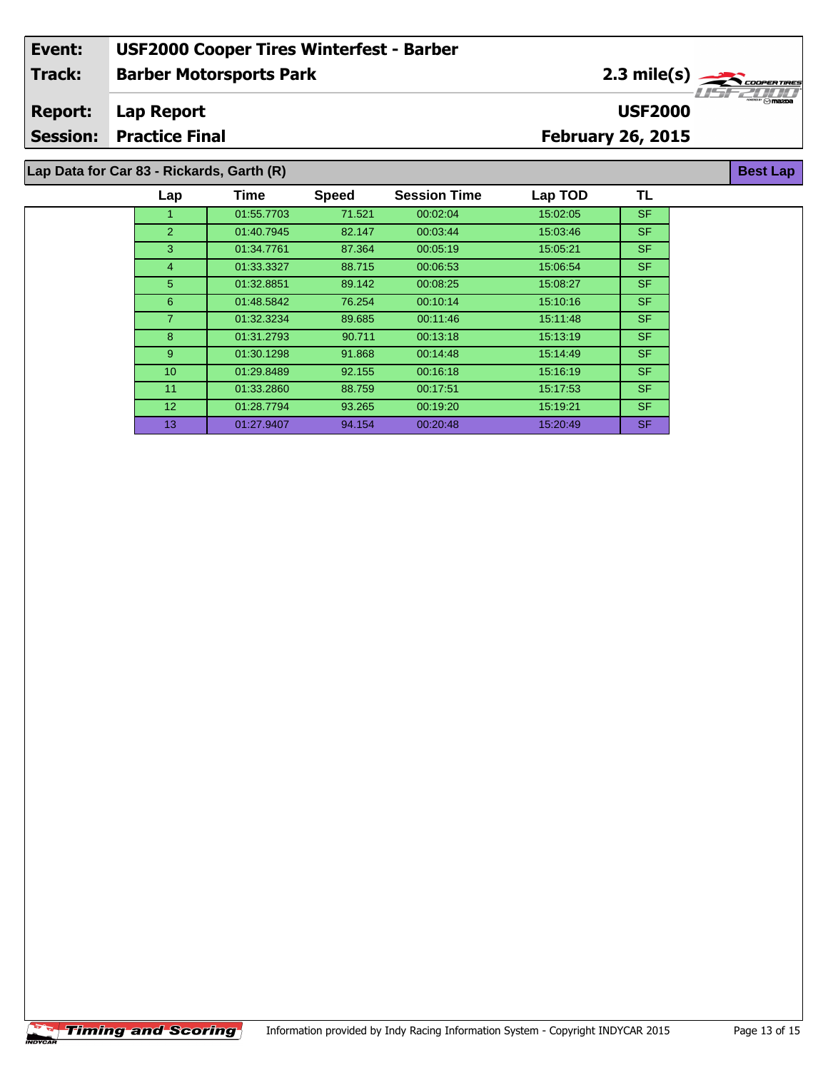| Event: | USF2000 Cooper Tires Winterfest - Barber | |
|---|---|---|
| Track: | Barber Motorsports Park | 2.3 mile(s) |
| Report: | Lap Report | USF2000 |
| Session: | Practice Final | February 26, 2015 |

## Lap Data for Car 83 - Rickards, Garth (R)

**Best Lap**

| Lap | Time | Speed | Session Time | Lap TOD | TL |
|---|---|---|---|---|---|
| 1 | 01:55.7703 | 71.521 | 00:02:04 | 15:02:05 | SF |
| 2 | 01:40.7945 | 82.147 | 00:03:44 | 15:03:46 | SF |
| 3 | 01:34.7761 | 87.364 | 00:05:19 | 15:05:21 | SF |
| 4 | 01:33.3327 | 88.715 | 00:06:53 | 15:06:54 | SF |
| 5 | 01:32.8851 | 89.142 | 00:08:25 | 15:08:27 | SF |
| 6 | 01:48.5842 | 76.254 | 00:10:14 | 15:10:16 | SF |
| 7 | 01:32.3234 | 89.685 | 00:11:46 | 15:11:48 | SF |
| 8 | 01:31.2793 | 90.711 | 00:13:18 | 15:13:19 | SF |
| 9 | 01:30.1298 | 91.868 | 00:14:48 | 15:14:49 | SF |
| 10 | 01:29.8489 | 92.155 | 00:16:18 | 15:16:19 | SF |
| 11 | 01:33.2860 | 88.759 | 00:17:51 | 15:17:53 | SF |
| 12 | 01:28.7794 | 93.265 | 00:19:20 | 15:19:21 | SF |
| 13 | 01:27.9407 | 94.154 | 00:20:48 | 15:20:49 | SF |

Timing and Scoring — Information provided by Indy Racing Information System - Copyright INDYCAR 2015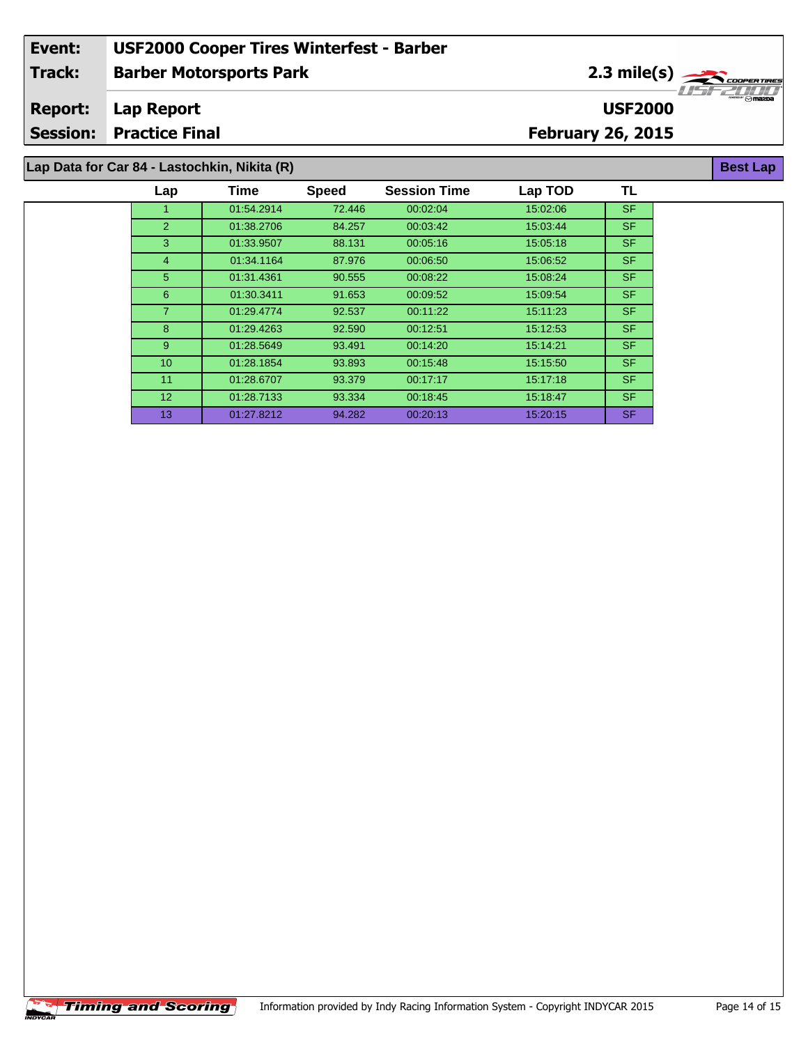| Event: | USF2000 Cooper Tires Winterfest - Barber | |
|---|---|---|
| Track: | Barber Motorsports Park | 2.3 mile(s) |
| Report: | Lap Report | USF2000 |
| Session: | Practice Final | February 26, 2015 |

## Lap Data for Car 84 - Lastochkin, Nikita (R)

**Best Lap**

| Lap | Time | Speed | Session Time | Lap TOD | TL |
|---|---|---|---|---|---|
| 1 | 01:54.2914 | 72.446 | 00:02:04 | 15:02:06 | SF |
| 2 | 01:38.2706 | 84.257 | 00:03:42 | 15:03:44 | SF |
| 3 | 01:33.9507 | 88.131 | 00:05:16 | 15:05:18 | SF |
| 4 | 01:34.1164 | 87.976 | 00:06:50 | 15:06:52 | SF |
| 5 | 01:31.4361 | 90.555 | 00:08:22 | 15:08:24 | SF |
| 6 | 01:30.3411 | 91.653 | 00:09:52 | 15:09:54 | SF |
| 7 | 01:29.4774 | 92.537 | 00:11:22 | 15:11:23 | SF |
| 8 | 01:29.4263 | 92.590 | 00:12:51 | 15:12:53 | SF |
| 9 | 01:28.5649 | 93.491 | 00:14:20 | 15:14:21 | SF |
| 10 | 01:28.1854 | 93.893 | 00:15:48 | 15:15:50 | SF |
| 11 | 01:28.6707 | 93.379 | 00:17:17 | 15:17:18 | SF |
| 12 | 01:28.7133 | 93.334 | 00:18:45 | 15:18:47 | SF |
| 13 | 01:27.8212 | 94.282 | 00:20:13 | 15:20:15 | SF |

Information provided by Indy Racing Information System - Copyright INDYCAR 2015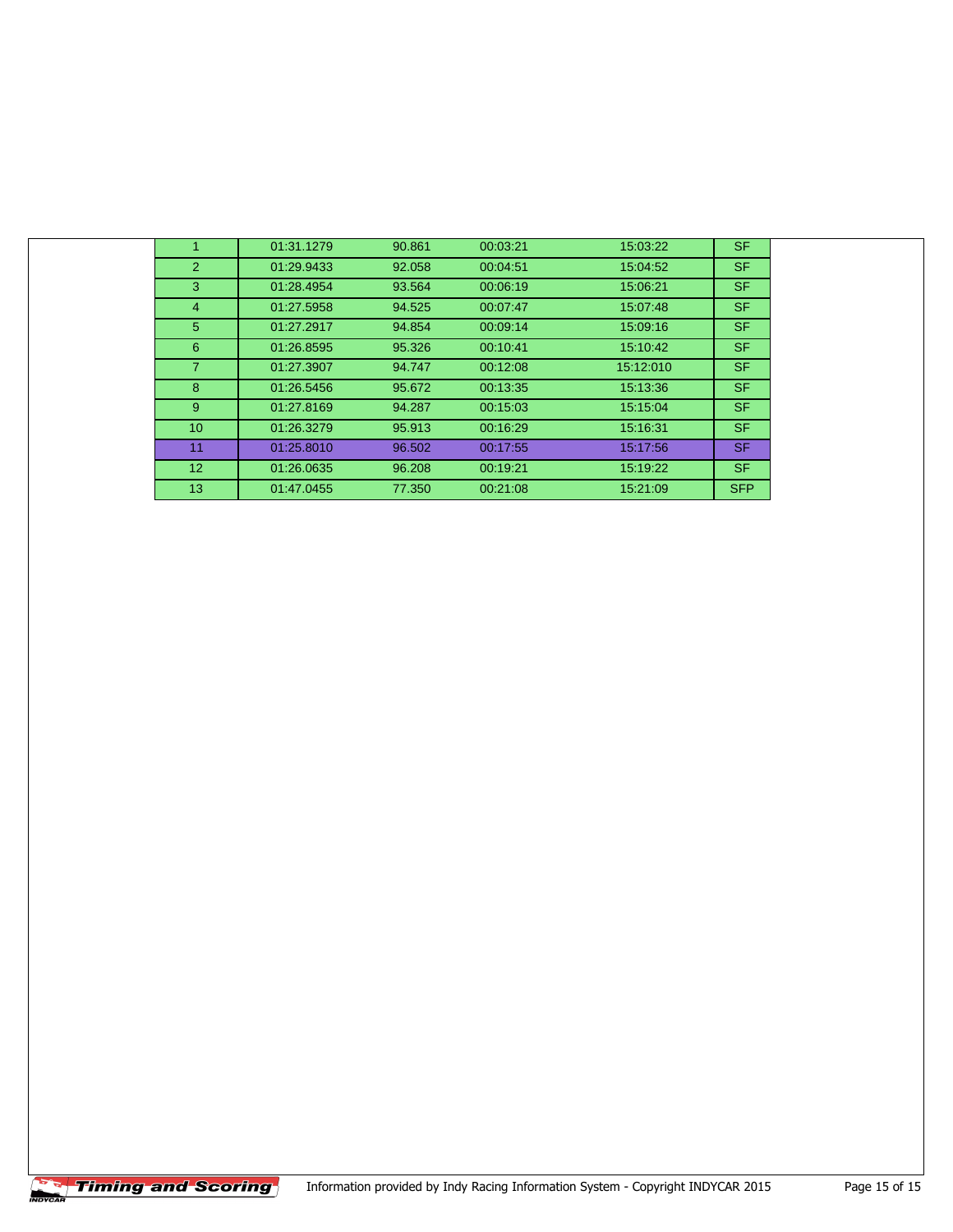| | | | | | |
|---|---|---|---|---|---|
| 1 | 01:31.1279 | 90.861 | 00:03:21 | 15:03:22 | SF |
| 2 | 01:29.9433 | 92.058 | 00:04:51 | 15:04:52 | SF |
| 3 | 01:28.4954 | 93.564 | 00:06:19 | 15:06:21 | SF |
| 4 | 01:27.5958 | 94.525 | 00:07:47 | 15:07:48 | SF |
| 5 | 01:27.2917 | 94.854 | 00:09:14 | 15:09:16 | SF |
| 6 | 01:26.8595 | 95.326 | 00:10:41 | 15:10:42 | SF |
| 7 | 01:27.3907 | 94.747 | 00:12:08 | 15:12:010 | SF |
| 8 | 01:26.5456 | 95.672 | 00:13:35 | 15:13:36 | SF |
| 9 | 01:27.8169 | 94.287 | 00:15:03 | 15:15:04 | SF |
| 10 | 01:26.3279 | 95.913 | 00:16:29 | 15:16:31 | SF |
| 11 | 01:25.8010 | 96.502 | 00:17:55 | 15:17:56 | SF |
| 12 | 01:26.0635 | 96.208 | 00:19:21 | 15:19:22 | SF |
| 13 | 01:47.0455 | 77.350 | 00:21:08 | 15:21:09 | SFP |

Timing and Scoring

Information provided by Indy Racing Information System - Copyright INDYCAR 2015